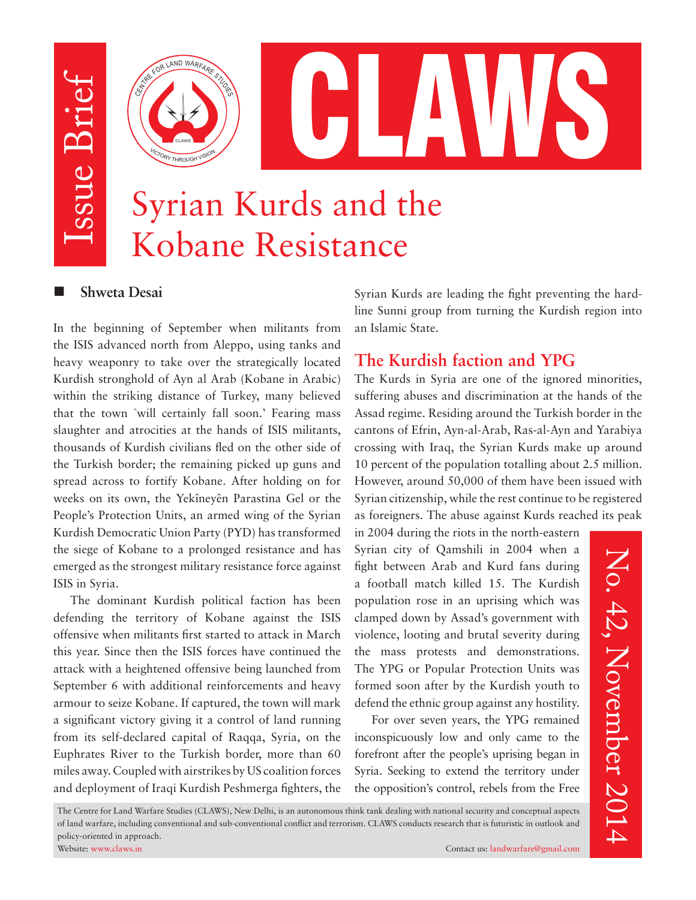Issue Brief

CLAWS

# Syrian Kurds and the Kobane Resistance

**Shweta Desai**

In the beginning of September when militants from the ISIS advanced north from Aleppo, using tanks and heavy weaponry to take over the strategically located Kurdish stronghold of Ayn al Arab (Kobane in Arabic) within the striking distance of Turkey, many believed that the town `will certainly fall soon.' Fearing mass slaughter and atrocities at the hands of ISIS militants, thousands of Kurdish civilians fled on the other side of the Turkish border; the remaining picked up guns and spread across to fortify Kobane. After holding on for weeks on its own, the Yekîneyên Parastina Gel or the People's Protection Units, an armed wing of the Syrian Kurdish Democratic Union Party (PYD) has transformed the siege of Kobane to a prolonged resistance and has emerged as the strongest military resistance force against ISIS in Syria.

The dominant Kurdish political faction has been defending the territory of Kobane against the ISIS offensive when militants first started to attack in March this year. Since then the ISIS forces have continued the attack with a heightened offensive being launched from September 6 with additional reinforcements and heavy armour to seize Kobane. If captured, the town will mark a significant victory giving it a control of land running from its self-declared capital of Raqqa, Syria, on the Euphrates River to the Turkish border, more than 60 miles away. Coupled with airstrikes by US coalition forces and deployment of Iraqi Kurdish Peshmerga fighters, the Syrian Kurds are leading the fight preventing the hard-line Sunni group from turning the Kurdish region into an Islamic State.

## The Kurdish faction and YPG

The Kurds in Syria are one of the ignored minorities, suffering abuses and discrimination at the hands of the Assad regime. Residing around the Turkish border in the cantons of Efrin, Ayn-al-Arab, Ras-al-Ayn and Yarabiya crossing with Iraq, the Syrian Kurds make up around 10 percent of the population totalling about 2.5 million. However, around 50,000 of them have been issued with Syrian citizenship, while the rest continue to be registered as foreigners. The abuse against Kurds reached its peak in 2004 during the riots in the north-eastern Syrian city of Qamshili in 2004 when a fight between Arab and Kurd fans during a football match killed 15. The Kurdish population rose in an uprising which was clamped down by Assad's government with violence, looting and brutal severity during the mass protests and demonstrations. The YPG or Popular Protection Units was formed soon after by the Kurdish youth to defend the ethnic group against any hostility.

For over seven years, the YPG remained inconspicuously low and only came to the forefront after the people's uprising began in Syria. Seeking to extend the territory under the opposition's control, rebels from the Free

No. 42, November 2014

The Centre for Land Warfare Studies (CLAWS), New Delhi, is an autonomous think tank dealing with national security and conceptual aspects of land warfare, including conventional and sub-conventional conflict and terrorism. CLAWS conducts research that is futuristic in outlook and policy-oriented in approach.

Website: www.claws.in Contact us: landwarfare@gmail.com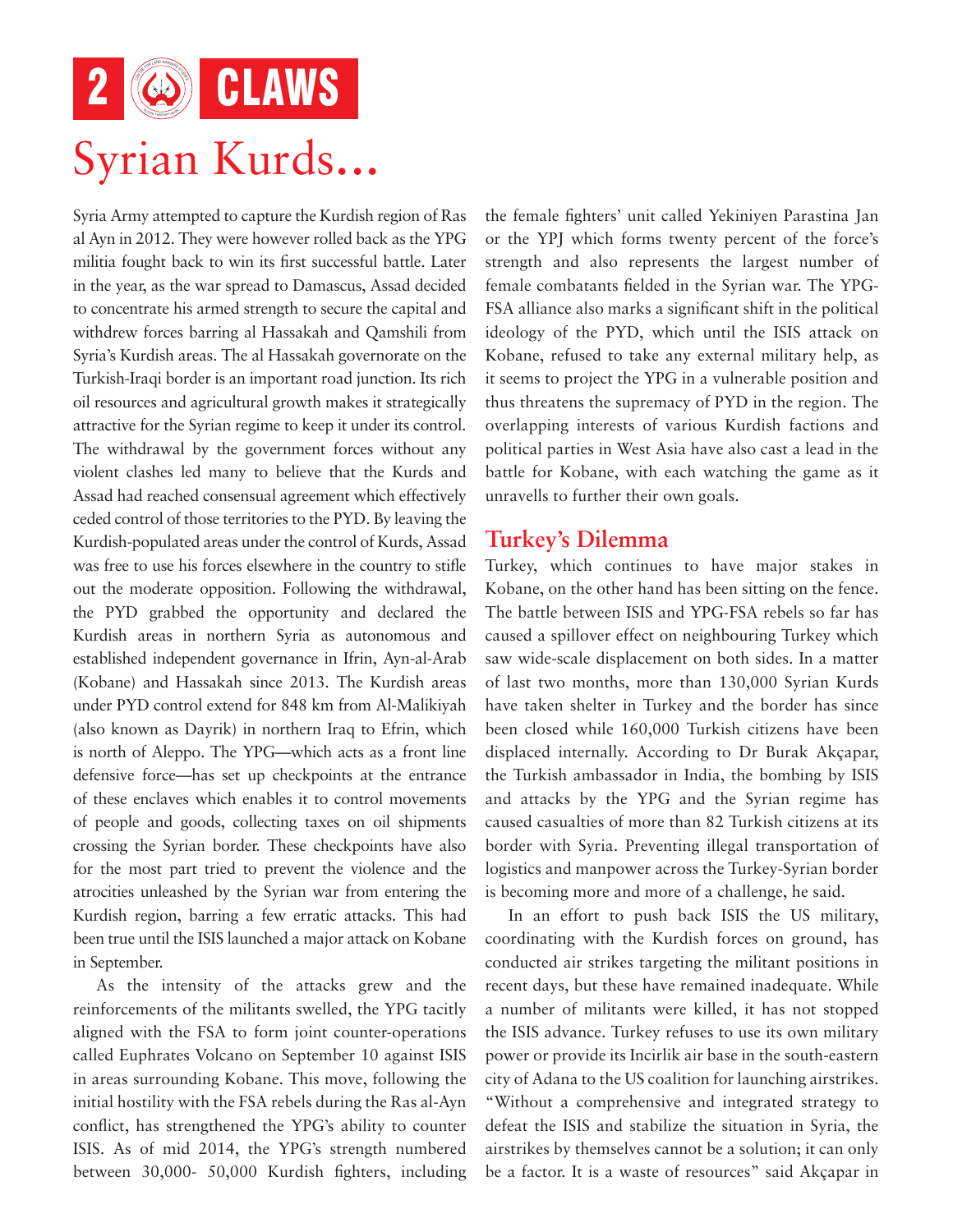# Syrian Kurds...

Syria Army attempted to capture the Kurdish region of Ras al Ayn in 2012. They were however rolled back as the YPG militia fought back to win its first successful battle. Later in the year, as the war spread to Damascus, Assad decided to concentrate his armed strength to secure the capital and withdrew forces barring al Hassakah and Qamshili from Syria's Kurdish areas. The al Hassakah governorate on the Turkish-Iraqi border is an important road junction. Its rich oil resources and agricultural growth makes it strategically attractive for the Syrian regime to keep it under its control. The withdrawal by the government forces without any violent clashes led many to believe that the Kurds and Assad had reached consensual agreement which effectively ceded control of those territories to the PYD. By leaving the Kurdish-populated areas under the control of Kurds, Assad was free to use his forces elsewhere in the country to stifle out the moderate opposition. Following the withdrawal, the PYD grabbed the opportunity and declared the Kurdish areas in northern Syria as autonomous and established independent governance in Ifrin, Ayn-al-Arab (Kobane) and Hassakah since 2013. The Kurdish areas under PYD control extend for 848 km from Al-Malikiyah (also known as Dayrik) in northern Iraq to Efrin, which is north of Aleppo. The YPG—which acts as a front line defensive force—has set up checkpoints at the entrance of these enclaves which enables it to control movements of people and goods, collecting taxes on oil shipments crossing the Syrian border. These checkpoints have also for the most part tried to prevent the violence and the atrocities unleashed by the Syrian war from entering the Kurdish region, barring a few erratic attacks. This had been true until the ISIS launched a major attack on Kobane in September.

As the intensity of the attacks grew and the reinforcements of the militants swelled, the YPG tacitly aligned with the FSA to form joint counter-operations called Euphrates Volcano on September 10 against ISIS in areas surrounding Kobane. This move, following the initial hostility with the FSA rebels during the Ras al-Ayn conflict, has strengthened the YPG's ability to counter ISIS. As of mid 2014, the YPG's strength numbered between 30,000- 50,000 Kurdish fighters, including the female fighters' unit called Yekiniyen Parastina Jan or the YPJ which forms twenty percent of the force's strength and also represents the largest number of female combatants fielded in the Syrian war. The YPG-FSA alliance also marks a significant shift in the political ideology of the PYD, which until the ISIS attack on Kobane, refused to take any external military help, as it seems to project the YPG in a vulnerable position and thus threatens the supremacy of PYD in the region. The overlapping interests of various Kurdish factions and political parties in West Asia have also cast a lead in the battle for Kobane, with each watching the game as it unravells to further their own goals.

## Turkey's Dilemma

Turkey, which continues to have major stakes in Kobane, on the other hand has been sitting on the fence. The battle between ISIS and YPG-FSA rebels so far has caused a spillover effect on neighbouring Turkey which saw wide-scale displacement on both sides. In a matter of last two months, more than 130,000 Syrian Kurds have taken shelter in Turkey and the border has since been closed while 160,000 Turkish citizens have been displaced internally. According to Dr Burak Akçapar, the Turkish ambassador in India, the bombing by ISIS and attacks by the YPG and the Syrian regime has caused casualties of more than 82 Turkish citizens at its border with Syria. Preventing illegal transportation of logistics and manpower across the Turkey-Syrian border is becoming more and more of a challenge, he said.

In an effort to push back ISIS the US military, coordinating with the Kurdish forces on ground, has conducted air strikes targeting the militant positions in recent days, but these have remained inadequate. While a number of militants were killed, it has not stopped the ISIS advance. Turkey refuses to use its own military power or provide its Incirlik air base in the south-eastern city of Adana to the US coalition for launching airstrikes. "Without a comprehensive and integrated strategy to defeat the ISIS and stabilize the situation in Syria, the airstrikes by themselves cannot be a solution; it can only be a factor. It is a waste of resources" said Akçapar in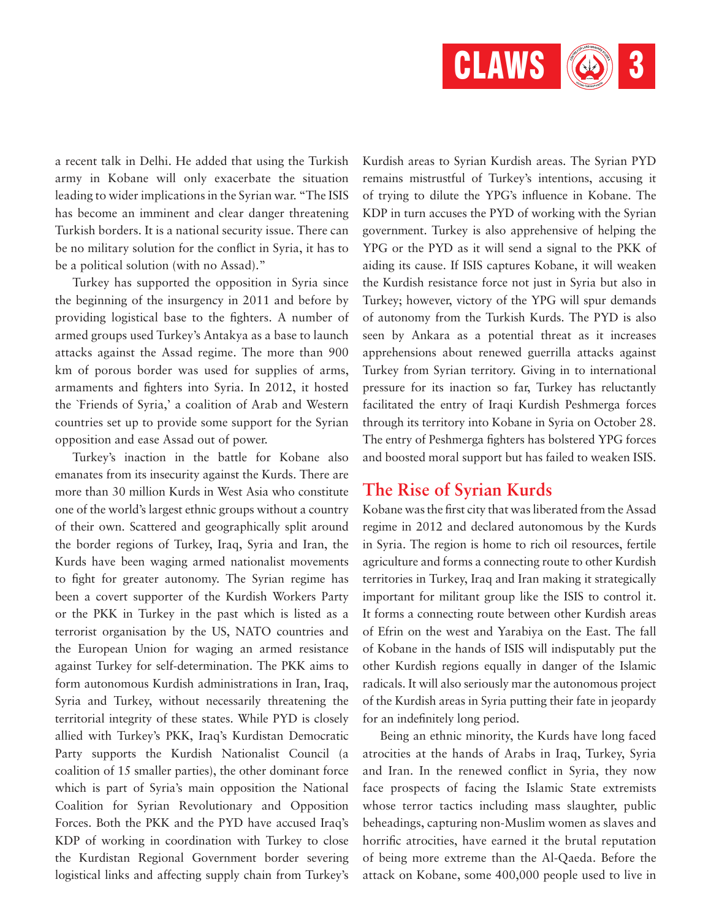a recent talk in Delhi. He added that using the Turkish army in Kobane will only exacerbate the situation leading to wider implications in the Syrian war. "The ISIS has become an imminent and clear danger threatening Turkish borders. It is a national security issue. There can be no military solution for the conflict in Syria, it has to be a political solution (with no Assad)."

Turkey has supported the opposition in Syria since the beginning of the insurgency in 2011 and before by providing logistical base to the fighters. A number of armed groups used Turkey's Antakya as a base to launch attacks against the Assad regime. The more than 900 km of porous border was used for supplies of arms, armaments and fighters into Syria. In 2012, it hosted the `Friends of Syria,' a coalition of Arab and Western countries set up to provide some support for the Syrian opposition and ease Assad out of power.

Turkey's inaction in the battle for Kobane also emanates from its insecurity against the Kurds. There are more than 30 million Kurds in West Asia who constitute one of the world's largest ethnic groups without a country of their own. Scattered and geographically split around the border regions of Turkey, Iraq, Syria and Iran, the Kurds have been waging armed nationalist movements to fight for greater autonomy. The Syrian regime has been a covert supporter of the Kurdish Workers Party or the PKK in Turkey in the past which is listed as a terrorist organisation by the US, NATO countries and the European Union for waging an armed resistance against Turkey for self-determination. The PKK aims to form autonomous Kurdish administrations in Iran, Iraq, Syria and Turkey, without necessarily threatening the territorial integrity of these states. While PYD is closely allied with Turkey's PKK, Iraq's Kurdistan Democratic Party supports the Kurdish Nationalist Council (a coalition of 15 smaller parties), the other dominant force which is part of Syria's main opposition the National Coalition for Syrian Revolutionary and Opposition Forces. Both the PKK and the PYD have accused Iraq's KDP of working in coordination with Turkey to close the Kurdistan Regional Government border severing logistical links and affecting supply chain from Turkey's Kurdish areas to Syrian Kurdish areas. The Syrian PYD remains mistrustful of Turkey's intentions, accusing it of trying to dilute the YPG's influence in Kobane. The KDP in turn accuses the PYD of working with the Syrian government. Turkey is also apprehensive of helping the YPG or the PYD as it will send a signal to the PKK of aiding its cause. If ISIS captures Kobane, it will weaken the Kurdish resistance force not just in Syria but also in Turkey; however, victory of the YPG will spur demands of autonomy from the Turkish Kurds. The PYD is also seen by Ankara as a potential threat as it increases apprehensions about renewed guerrilla attacks against Turkey from Syrian territory. Giving in to international pressure for its inaction so far, Turkey has reluctantly facilitated the entry of Iraqi Kurdish Peshmerga forces through its territory into Kobane in Syria on October 28. The entry of Peshmerga fighters has bolstered YPG forces and boosted moral support but has failed to weaken ISIS.

## The Rise of Syrian Kurds

Kobane was the first city that was liberated from the Assad regime in 2012 and declared autonomous by the Kurds in Syria. The region is home to rich oil resources, fertile agriculture and forms a connecting route to other Kurdish territories in Turkey, Iraq and Iran making it strategically important for militant group like the ISIS to control it. It forms a connecting route between other Kurdish areas of Efrin on the west and Yarabiya on the East. The fall of Kobane in the hands of ISIS will indisputably put the other Kurdish regions equally in danger of the Islamic radicals. It will also seriously mar the autonomous project of the Kurdish areas in Syria putting their fate in jeopardy for an indefinitely long period.

Being an ethnic minority, the Kurds have long faced atrocities at the hands of Arabs in Iraq, Turkey, Syria and Iran. In the renewed conflict in Syria, they now face prospects of facing the Islamic State extremists whose terror tactics including mass slaughter, public beheadings, capturing non-Muslim women as slaves and horrific atrocities, have earned it the brutal reputation of being more extreme than the Al-Qaeda. Before the attack on Kobane, some 400,000 people used to live in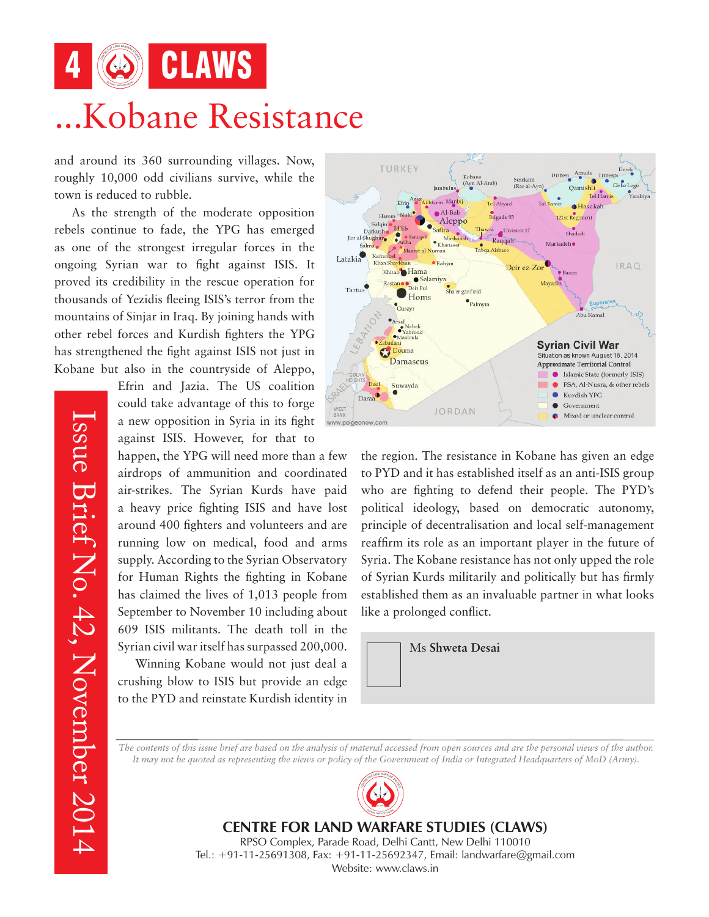# ...Kobane Resistance

and around its 360 surrounding villages. Now, roughly 10,000 odd civilians survive, while the town is reduced to rubble.

As the strength of the moderate opposition rebels continue to fade, the YPG has emerged as one of the strongest irregular forces in the ongoing Syrian war to fight against ISIS. It proved its credibility in the rescue operation for thousands of Yezidis fleeing ISIS's terror from the mountains of Sinjar in Iraq. By joining hands with other rebel forces and Kurdish fighters the YPG has strengthened the fight against ISIS not just in Kobane but also in the countryside of Aleppo, Efrin and Jazia. The US coalition could take advantage of this to forge a new opposition in Syria in its fight against ISIS. However, for that to happen, the YPG will need more than a few airdrops of ammunition and coordinated air-strikes. The Syrian Kurds have paid a heavy price fighting ISIS and have lost around 400 fighters and volunteers and are running low on medical, food and arms supply. According to the Syrian Observatory for Human Rights the fighting in Kobane has claimed the lives of 1,013 people from September to November 10 including about 609 ISIS militants. The death toll in the Syrian civil war itself has surpassed 200,000.

Winning Kobane would not just deal a crushing blow to ISIS but provide an edge to the PYD and reinstate Kurdish identity in the region. The resistance in Kobane has given an edge to PYD and it has established itself as an anti-ISIS group who are fighting to defend their people. The PYD's political ideology, based on democratic autonomy, principle of decentralisation and local self-management reaffirm its role as an important player in the future of Syria. The Kobane resistance has not only upped the role of Syrian Kurds militarily and politically but has firmly established them as an invaluable partner in what looks like a prolonged conflict.

Syrian Civil War
Situation as known August 18, 2014
Approximate Territorial Control
Islamic State (formerly ISIS)
FSA, Al-Nusra, & other rebels
Kurdish YPG
Government
Mixed or unclear control
www.polgeonow.com

**Ms Shweta Desai**

*The contents of this issue brief are based on the analysis of material accessed from open sources and are the personal views of the author. It may not be quoted as representing the views or policy of the Government of India or Integrated Headquarters of MoD (Army).*

**CENTRE FOR LAND WARFARE STUDIES (CLAWS)**
RPSO Complex, Parade Road, Delhi Cantt, New Delhi 110010
Tel.: +91-11-25691308, Fax: +91-11-25692347, Email: landwarfare@gmail.com
Website: www.claws.in